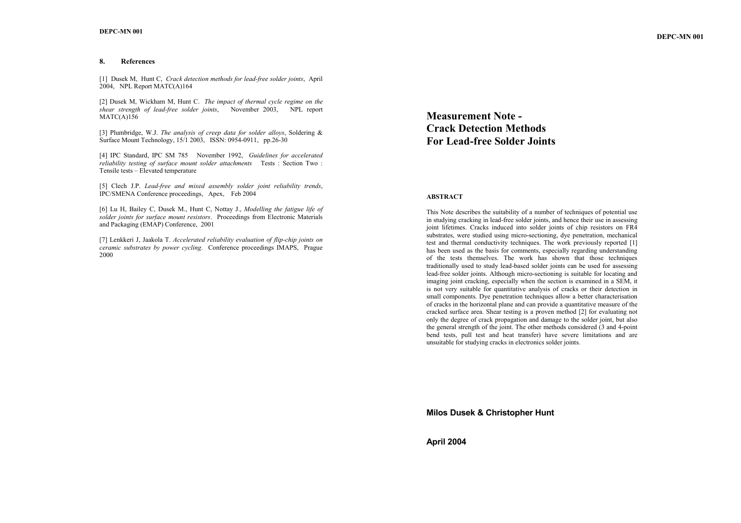## 8. References

[1] Dusek M, Hunt C, *Crack detection methods for lead-free solder joints*, April 2004, NPL Report MATC(A)164

[2] Dusek M, Wickham M, Hunt C. *The impact of thermal cycle regime on the shear strength of lead-free solder joints*, November 2003, NPL report MATC(A)156

[3] Plumbridge, W.J. *The analysis of creep data for solder alloys*, Soldering & Surface Mount Technology, 15/1 2003, ISSN: 0954-0911, pp.26-30

[4] IPC Standard, IPC SM 785 November 1992, *Guidelines for accelerated reliability testing of surface mount solder attachments* Tests : Section Two : Tensile tests – Elevated temperature

[5] Clech J.P. *Lead-free and mixed assembly solder joint reliability trends*, IPC/SMENA Conference proceedings, Apex, Feb 2004

[6] Lu H, Bailey C, Dusek M., Hunt C, Nottay J., *Modelling the fatigue life of solder joints for surface mount resistors*. Proceedings from Electronic Materials and Packaging (EMAP) Conference, 2001

[7] Lenkkeri J, Jaakola T. *Accelerated reliability evaluation of flip-chip joints on ceramic substrates by power cycling*. Conference proceedings IMAPS, Prague 2000

# Measurement Note - Crack Detection Methods For Lead-free Solder Joints

**ABSTRACT**

This Note describes the suitability of a number of techniques of potential use in studying cracking in lead-free solder joints, and hence their use in assessing joint lifetimes. Cracks induced into solder joints of chip resistors on FR4 substrates, were studied using micro-sectioning, dye penetration, mechanical test and thermal conductivity techniques. The work previously reported [1] has been used as the basis for comments, especially regarding understanding of the tests themselves. The work has shown that those techniques traditionally used to study lead-based solder joints can be used for assessing lead-free solder joints. Although micro-sectioning is suitable for locating and imaging joint cracking, especially when the section is examined in a SEM, it is not very suitable for quantitative analysis of cracks or their detection in small components. Dye penetration techniques allow a better characterisation of cracks in the horizontal plane and can provide a quantitative measure of the cracked surface area. Shear testing is a proven method [2] for evaluating not only the degree of crack propagation and damage to the solder joint, but also the general strength of the joint. The other methods considered (3 and 4-point bend tests, pull test and heat transfer) have severe limitations and are unsuitable for studying cracks in electronics solder joints.

**Milos Dusek & Christopher Hunt**

**April 2004**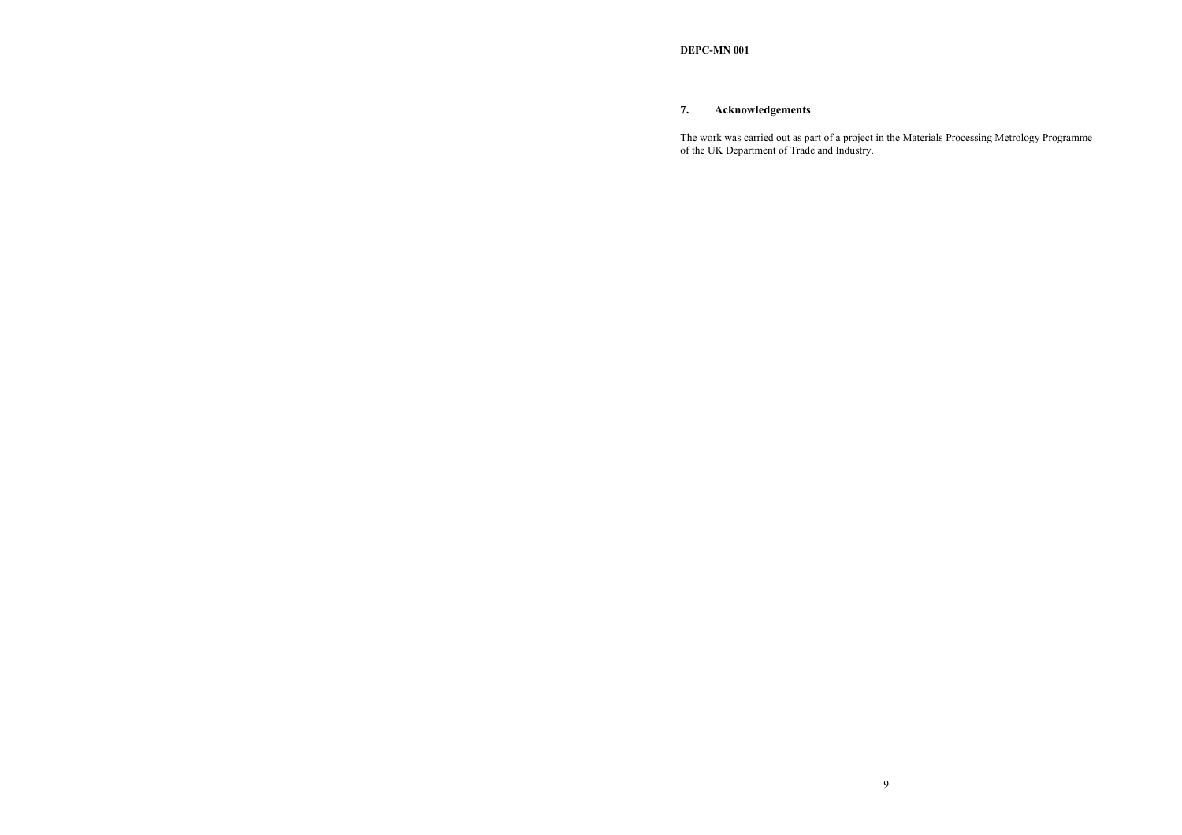## 7. Acknowledgements

The work was carried out as part of a project in the Materials Processing Metrology Programme of the UK Department of Trade and Industry.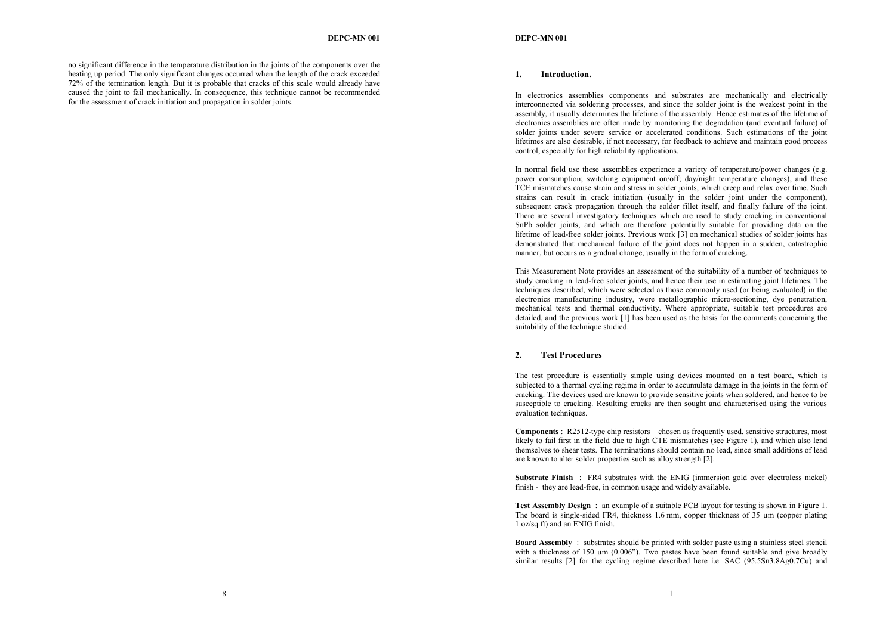no significant difference in the temperature distribution in the joints of the components over the heating up period. The only significant changes occurred when the length of the crack exceeded 72% of the termination length. But it is probable that cracks of this scale would already have caused the joint to fail mechanically. In consequence, this technique cannot be recommended for the assessment of crack initiation and propagation in solder joints.

## 1. Introduction.

In electronics assemblies components and substrates are mechanically and electrically interconnected via soldering processes, and since the solder joint is the weakest point in the assembly, it usually determines the lifetime of the assembly. Hence estimates of the lifetime of electronics assemblies are often made by monitoring the degradation (and eventual failure) of solder joints under severe service or accelerated conditions. Such estimations of the joint lifetimes are also desirable, if not necessary, for feedback to achieve and maintain good process control, especially for high reliability applications.

In normal field use these assemblies experience a variety of temperature/power changes (e.g. power consumption; switching equipment on/off; day/night temperature changes), and these TCE mismatches cause strain and stress in solder joints, which creep and relax over time. Such strains can result in crack initiation (usually in the solder joint under the component), subsequent crack propagation through the solder fillet itself, and finally failure of the joint. There are several investigatory techniques which are used to study cracking in conventional SnPb solder joints, and which are therefore potentially suitable for providing data on the lifetime of lead-free solder joints. Previous work [3] on mechanical studies of solder joints has demonstrated that mechanical failure of the joint does not happen in a sudden, catastrophic manner, but occurs as a gradual change, usually in the form of cracking.

This Measurement Note provides an assessment of the suitability of a number of techniques to study cracking in lead-free solder joints, and hence their use in estimating joint lifetimes. The techniques described, which were selected as those commonly used (or being evaluated) in the electronics manufacturing industry, were metallographic micro-sectioning, dye penetration, mechanical tests and thermal conductivity. Where appropriate, suitable test procedures are detailed, and the previous work [1] has been used as the basis for the comments concerning the suitability of the technique studied.

## 2. Test Procedures

The test procedure is essentially simple using devices mounted on a test board, which is subjected to a thermal cycling regime in order to accumulate damage in the joints in the form of cracking. The devices used are known to provide sensitive joints when soldered, and hence to be susceptible to cracking. Resulting cracks are then sought and characterised using the various evaluation techniques.

**Components** : R2512-type chip resistors – chosen as frequently used, sensitive structures, most likely to fail first in the field due to high CTE mismatches (see Figure 1), and which also lend themselves to shear tests. The terminations should contain no lead, since small additions of lead are known to alter solder properties such as alloy strength [2].

**Substrate Finish** : FR4 substrates with the ENIG (immersion gold over electroless nickel) finish - they are lead-free, in common usage and widely available.

**Test Assembly Design** : an example of a suitable PCB layout for testing is shown in Figure 1. The board is single-sided FR4, thickness 1.6 mm, copper thickness of 35 µm (copper plating 1 oz/sq.ft) and an ENIG finish.

**Board Assembly** : substrates should be printed with solder paste using a stainless steel stencil with a thickness of 150 µm (0.006"). Two pastes have been found suitable and give broadly similar results [2] for the cycling regime described here i.e. SAC (95.5Sn3.8Ag0.7Cu) and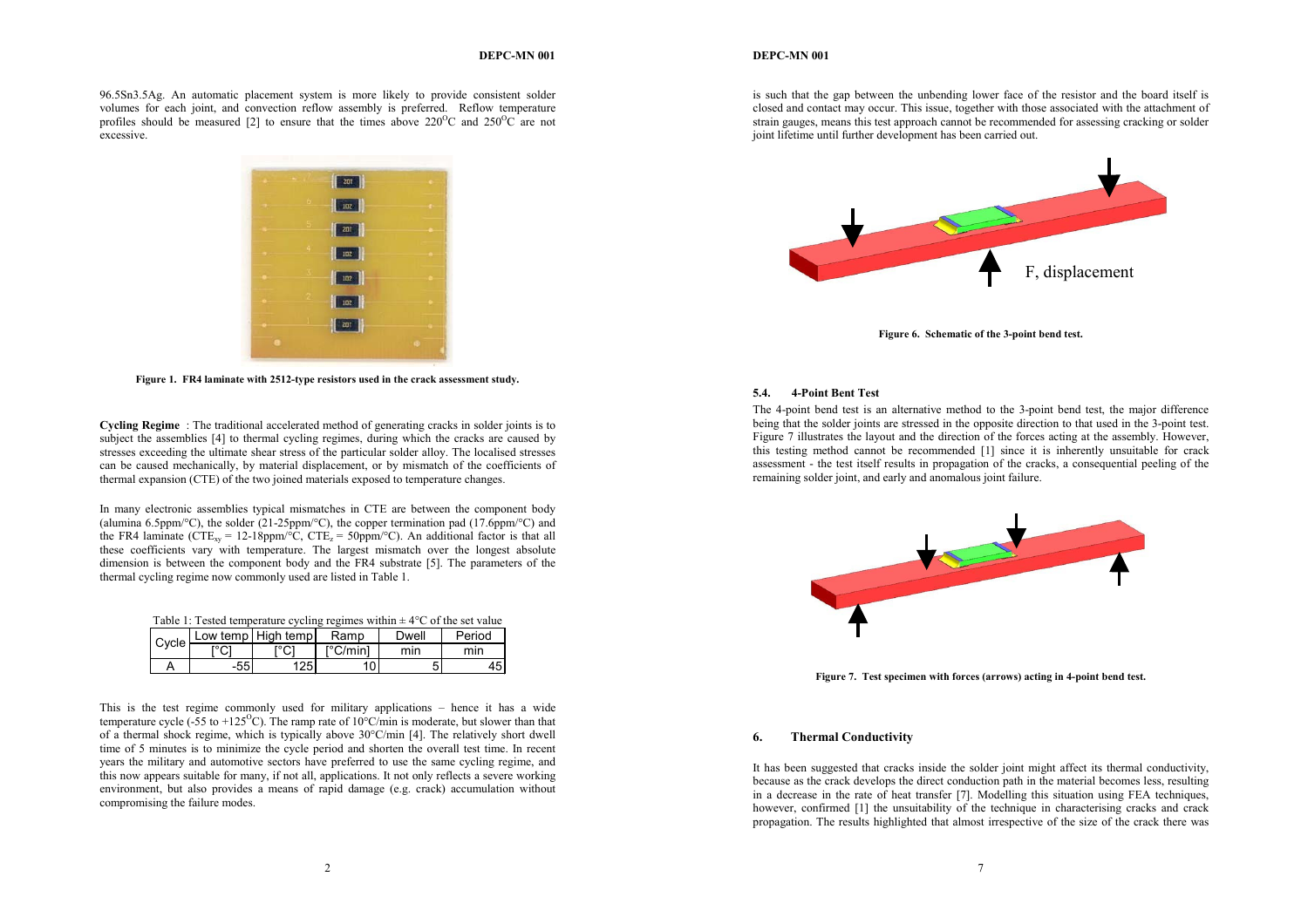96.5Sn3.5Ag. An automatic placement system is more likely to provide consistent solder volumes for each joint, and convection reflow assembly is preferred. Reflow temperature profiles should be measured [2] to ensure that the times above 220$^{O}$C and 250$^{O}$C are not excessive.

**Figure 1. FR4 laminate with 2512-type resistors used in the crack assessment study.**

**Cycling Regime** : The traditional accelerated method of generating cracks in solder joints is to subject the assemblies [4] to thermal cycling regimes, during which the cracks are caused by stresses exceeding the ultimate shear stress of the particular solder alloy. The localised stresses can be caused mechanically, by material displacement, or by mismatch of the coefficients of thermal expansion (CTE) of the two joined materials exposed to temperature changes.

In many electronic assemblies typical mismatches in CTE are between the component body (alumina 6.5ppm/°C), the solder (21-25ppm/°C), the copper termination pad (17.6ppm/°C) and the FR4 laminate ($CTE_{xy}$ = 12-18ppm/°C, $CTE_z$ = 50ppm/°C). An additional factor is that all these coefficients vary with temperature. The largest mismatch over the longest absolute dimension is between the component body and the FR4 substrate [5]. The parameters of the thermal cycling regime now commonly used are listed in Table 1.

Table 1: Tested temperature cycling regimes within ± 4°C of the set value

| Cycle | Low temp | High temp | Ramp | Dwell | Period |
|---|---|---|---|---|---|
| | [°C] | [°C] | [°C/min] | min | min |
| A | -55 | 125 | 10 | 5 | 45 |

This is the test regime commonly used for military applications – hence it has a wide temperature cycle (-55 to +125$^{O}$C). The ramp rate of 10°C/min is moderate, but slower than that of a thermal shock regime, which is typically above 30°C/min [4]. The relatively short dwell time of 5 minutes is to minimize the cycle period and shorten the overall test time. In recent years the military and automotive sectors have preferred to use the same cycling regime, and this now appears suitable for many, if not all, applications. It not only reflects a severe working environment, but also provides a means of rapid damage (e.g. crack) accumulation without compromising the failure modes.

is such that the gap between the unbending lower face of the resistor and the board itself is closed and contact may occur. This issue, together with those associated with the attachment of strain gauges, means this test approach cannot be recommended for assessing cracking or solder joint lifetime until further development has been carried out.

F, displacement

**Figure 6. Schematic of the 3-point bend test.**

### 5.4. 4-Point Bent Test

The 4-point bend test is an alternative method to the 3-point bend test, the major difference being that the solder joints are stressed in the opposite direction to that used in the 3-point test. Figure 7 illustrates the layout and the direction of the forces acting at the assembly. However, this testing method cannot be recommended [1] since it is inherently unsuitable for crack assessment - the test itself results in propagation of the cracks, a consequential peeling of the remaining solder joint, and early and anomalous joint failure.

**Figure 7. Test specimen with forces (arrows) acting in 4-point bend test.**

## 6. Thermal Conductivity

It has been suggested that cracks inside the solder joint might affect its thermal conductivity, because as the crack develops the direct conduction path in the material becomes less, resulting in a decrease in the rate of heat transfer [7]. Modelling this situation using FEA techniques, however, confirmed [1] the unsuitability of the technique in characterising cracks and crack propagation. The results highlighted that almost irrespective of the size of the crack there was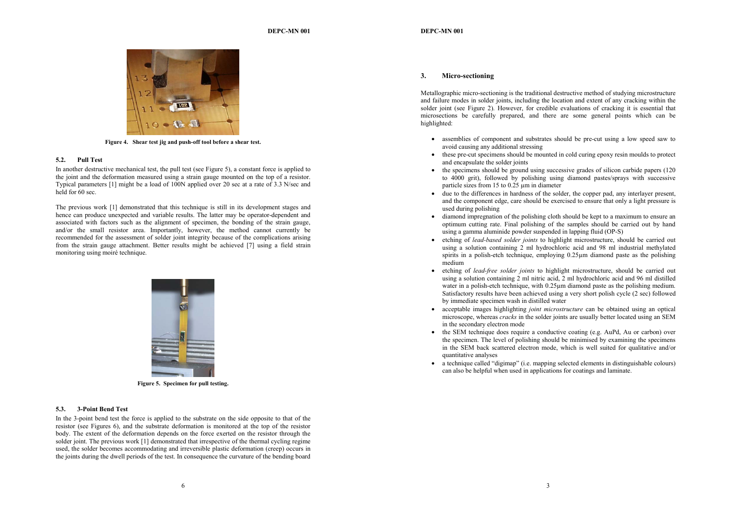Figure 4. Shear test jig and push-off tool before a shear test.

### 5.2. Pull Test

In another destructive mechanical test, the pull test (see Figure 5), a constant force is applied to the joint and the deformation measured using a strain gauge mounted on the top of a resistor. Typical parameters [1] might be a load of 100N applied over 20 sec at a rate of 3.3 N/sec and held for 60 sec.

The previous work [1] demonstrated that this technique is still in its development stages and hence can produce unexpected and variable results. The latter may be operator-dependent and associated with factors such as the alignment of specimen, the bonding of the strain gauge, and/or the small resistor area. Importantly, however, the method cannot currently be recommended for the assessment of solder joint integrity because of the complications arising from the strain gauge attachment. Better results might be achieved [7] using a field strain monitoring using moiré technique.

Figure 5. Specimen for pull testing.

### 5.3. 3-Point Bend Test

In the 3-point bend test the force is applied to the substrate on the side opposite to that of the resistor (see Figures 6), and the substrate deformation is monitored at the top of the resistor body. The extent of the deformation depends on the force exerted on the resistor through the solder joint. The previous work [1] demonstrated that irrespective of the thermal cycling regime used, the solder becomes accommodating and irreversible plastic deformation (creep) occurs in the joints during the dwell periods of the test. In consequence the curvature of the bending board

## 3. Micro-sectioning

Metallographic micro-sectioning is the traditional destructive method of studying microstructure and failure modes in solder joints, including the location and extent of any cracking within the solder joint (see Figure 2). However, for credible evaluations of cracking it is essential that microsections be carefully prepared, and there are some general points which can be highlighted:

- assemblies of component and substrates should be pre-cut using a low speed saw to avoid causing any additional stressing
- these pre-cut specimens should be mounted in cold curing epoxy resin moulds to protect and encapsulate the solder joints
- the specimens should be ground using successive grades of silicon carbide papers (120 to 4000 grit), followed by polishing using diamond pastes/sprays with successive particle sizes from 15 to 0.25 µm in diameter
- due to the differences in hardness of the solder, the copper pad, any interlayer present, and the component edge, care should be exercised to ensure that only a light pressure is used during polishing
- diamond impregnation of the polishing cloth should be kept to a maximum to ensure an optimum cutting rate. Final polishing of the samples should be carried out by hand using a gamma aluminide powder suspended in lapping fluid (OP-S)
- etching of *lead-based solder joints* to highlight microstructure, should be carried out using a solution containing 2 ml hydrochloric acid and 98 ml industrial methylated spirits in a polish-etch technique, employing 0.25µm diamond paste as the polishing medium
- etching of *lead-free solder joints* to highlight microstructure, should be carried out using a solution containing 2 ml nitric acid, 2 ml hydrochloric acid and 96 ml distilled water in a polish-etch technique, with 0.25µm diamond paste as the polishing medium. Satisfactory results have been achieved using a very short polish cycle (2 sec) followed by immediate specimen wash in distilled water
- acceptable images highlighting *joint microstructure* can be obtained using an optical microscope, whereas *cracks* in the solder joints are usually better located using an SEM in the secondary electron mode
- the SEM technique does require a conductive coating (e.g. AuPd, Au or carbon) over the specimen. The level of polishing should be minimised by examining the specimens in the SEM back scattered electron mode, which is well suited for qualitative and/or quantitative analyses
- a technique called "digimap" (i.e. mapping selected elements in distinguishable colours) can also be helpful when used in applications for coatings and laminate.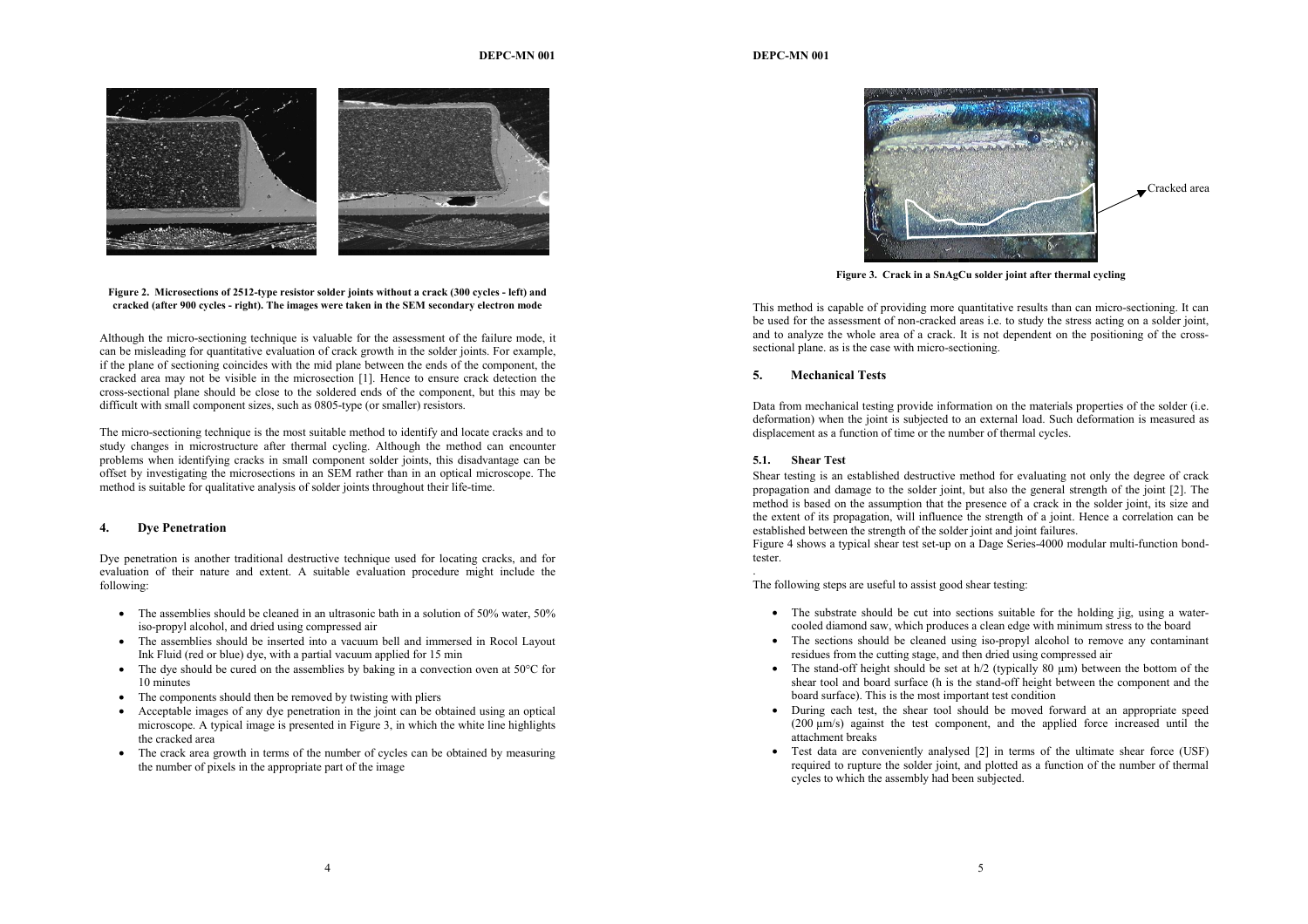Figure 2. Microsections of 2512-type resistor solder joints without a crack (300 cycles - left) and cracked (after 900 cycles - right). The images were taken in the SEM secondary electron mode

Although the micro-sectioning technique is valuable for the assessment of the failure mode, it can be misleading for quantitative evaluation of crack growth in the solder joints. For example, if the plane of sectioning coincides with the mid plane between the ends of the component, the cracked area may not be visible in the microsection [1]. Hence to ensure crack detection the cross-sectional plane should be close to the soldered ends of the component, but this may be difficult with small component sizes, such as 0805-type (or smaller) resistors.

The micro-sectioning technique is the most suitable method to identify and locate cracks and to study changes in microstructure after thermal cycling. Although the method can encounter problems when identifying cracks in small component solder joints, this disadvantage can be offset by investigating the microsections in an SEM rather than in an optical microscope. The method is suitable for qualitative analysis of solder joints throughout their life-time.

## 4. Dye Penetration

Dye penetration is another traditional destructive technique used for locating cracks, and for evaluation of their nature and extent. A suitable evaluation procedure might include the following:

- The assemblies should be cleaned in an ultrasonic bath in a solution of 50% water, 50% iso-propyl alcohol, and dried using compressed air
- The assemblies should be inserted into a vacuum bell and immersed in Rocol Layout Ink Fluid (red or blue) dye, with a partial vacuum applied for 15 min
- The dye should be cured on the assemblies by baking in a convection oven at 50°C for 10 minutes
- The components should then be removed by twisting with pliers
- Acceptable images of any dye penetration in the joint can be obtained using an optical microscope. A typical image is presented in Figure 3, in which the white line highlights the cracked area
- The crack area growth in terms of the number of cycles can be obtained by measuring the number of pixels in the appropriate part of the image

Cracked area

Figure 3. Crack in a SnAgCu solder joint after thermal cycling

This method is capable of providing more quantitative results than can micro-sectioning. It can be used for the assessment of non-cracked areas i.e. to study the stress acting on a solder joint, and to analyze the whole area of a crack. It is not dependent on the positioning of the cross-sectional plane. as is the case with micro-sectioning.

## 5. Mechanical Tests

Data from mechanical testing provide information on the materials properties of the solder (i.e. deformation) when the joint is subjected to an external load. Such deformation is measured as displacement as a function of time or the number of thermal cycles.

### 5.1. Shear Test

Shear testing is an established destructive method for evaluating not only the degree of crack propagation and damage to the solder joint, but also the general strength of the joint [2]. The method is based on the assumption that the presence of a crack in the solder joint, its size and the extent of its propagation, will influence the strength of a joint. Hence a correlation can be established between the strength of the solder joint and joint failures.
Figure 4 shows a typical shear test set-up on a Dage Series-4000 modular multi-function bond-tester.

The following steps are useful to assist good shear testing:

- The substrate should be cut into sections suitable for the holding jig, using a water-cooled diamond saw, which produces a clean edge with minimum stress to the board
- The sections should be cleaned using iso-propyl alcohol to remove any contaminant residues from the cutting stage, and then dried using compressed air
- The stand-off height should be set at $h/2$ (typically 80 μm) between the bottom of the shear tool and board surface (h is the stand-off height between the component and the board surface). This is the most important test condition
- During each test, the shear tool should be moved forward at an appropriate speed (200 μm/s) against the test component, and the applied force increased until the attachment breaks
- Test data are conveniently analysed [2] in terms of the ultimate shear force (USF) required to rupture the solder joint, and plotted as a function of the number of thermal cycles to which the assembly had been subjected.